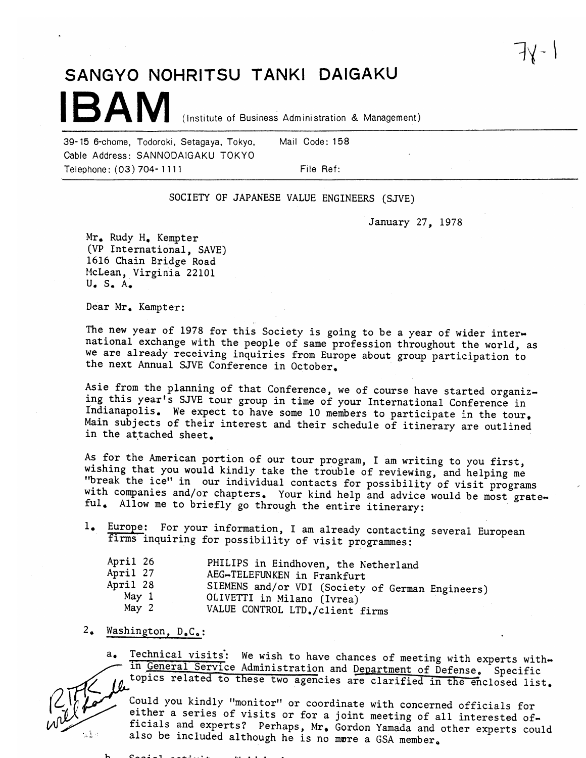78-1

# SANGYO NOHRITSU TANKI DAIGAKU

# IBAM (Institute of Business Administration & Management)

39-15 6-chome, Todoroki, Setagaya, Tokyo, Mail Code: 158
Cable Address: SANNODAIGAKU TOKYO
Telephone: (03) 704-1111 File Ref:

SOCIETY OF JAPANESE VALUE ENGINEERS (SJVE)

January 27, 1978

Mr. Rudy H. Kempter
(VP International, SAVE)
1616 Chain Bridge Road
McLean, Virginia 22101
U. S. A.

Dear Mr. Kempter:

The new year of 1978 for this Society is going to be a year of wider international exchange with the people of same profession throughout the world, as we are already receiving inquiries from Europe about group participation to the next Annual SJVE Conference in October.

Asie from the planning of that Conference, we of course have started organizing this year's SJVE tour group in time of your International Conference in Indianapolis. We expect to have some 10 members to participate in the tour. Main subjects of their interest and their schedule of itinerary are outlined in the attached sheet.

As for the American portion of our tour program, I am writing to you first, wishing that you would kindly take the trouble of reviewing, and helping me "break the ice" in our individual contacts for possibility of visit programs with companies and/or chapters. Your kind help and advice would be most grateful. Allow me to briefly go through the entire itinerary:

1. Europe: For your information, I am already contacting several European firms inquiring for possibility of visit programmes:

| | |
|---|---|
| April 26 | PHILIPS in Eindhoven, the Netherland |
| April 27 | AEG-TELEFUNKEN in Frankfurt |
| April 28 | SIEMENS and/or VDI (Society of German Engineers) |
| May 1 | OLIVETTI in Milano (Ivrea) |
| May 2 | VALUE CONTROL LTD./client firms |

2. Washington, D.C.:

   a. Technical visits: We wish to have chances of meeting with experts within General Service Administration and Department of Defense. Specific topics related to these two agencies are clarified in the enclosed list.

   Could you kindly "monitor" or coordinate with concerned officials for either a series of visits or for a joint meeting of all interested officials and experts? Perhaps, Mr. Gordon Yamada and other experts could also be included although he is no more a GSA member.

RHK will handle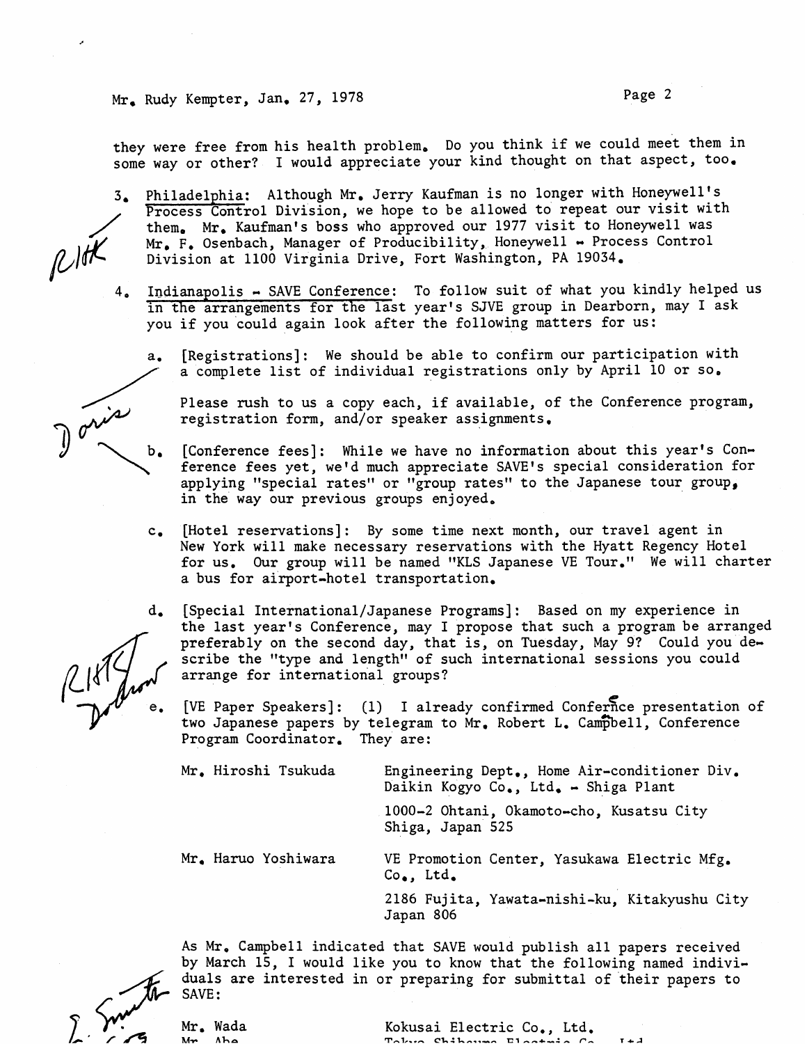they were free from his health problem. Do you think if we could meet them in some way or other? I would appreciate your kind thought on that aspect, too.

3. Philadelphia: Although Mr. Jerry Kaufman is no longer with Honeywell's Process Control Division, we hope to be allowed to repeat our visit with them. Mr. Kaufman's boss who approved our 1977 visit to Honeywell was Mr. F. Osenbach, Manager of Producibility, Honeywell - Process Control Division at 1100 Virginia Drive, Fort Washington, PA 19034.

RHK

4. Indianapolis - SAVE Conference: To follow suit of what you kindly helped us in the arrangements for the last year's SJVE group in Dearborn, may I ask you if you could again look after the following matters for us:

   a. [Registrations]: We should be able to confirm our participation with a complete list of individual registrations only by April 10 or so.

      Please rush to us a copy each, if available, of the Conference program, registration form, and/or speaker assignments.

   Doris

   b. [Conference fees]: While we have no information about this year's Conference fees yet, we'd much appreciate SAVE's special consideration for applying "special rates" or "group rates" to the Japanese tour group, in the way our previous groups enjoyed.

   c. [Hotel reservations]: By some time next month, our travel agent in New York will make necessary reservations with the Hyatt Regency Hotel for us. Our group will be named "KLS Japanese VE Tour." We will charter a bus for airport-hotel transportation.

   d. [Special International/Japanese Programs]: Based on my experience in the last year's Conference, may I propose that such a program be arranged preferably on the second day, that is, on Tuesday, May 9? Could you describe the "type and length" of such international sessions you could arrange for international groups?

   RHK/Dodson

   e. [VE Paper Speakers]: (1) I already confirmed Conference presentation of two Japanese papers by telegram to Mr. Robert L. Campbell, Conference Program Coordinator. They are:

| | |
|---|---|
| Mr. Hiroshi Tsukuda | Engineering Dept., Home Air-conditioner Div. Daikin Kogyo Co., Ltd. - Shiga Plant<br>1000-2 Ohtani, Okamoto-cho, Kusatsu City Shiga, Japan 525 |
| Mr. Haruo Yoshiwara | VE Promotion Center, Yasukawa Electric Mfg. Co., Ltd.<br>2186 Fujita, Yawata-nishi-ku, Kitakyushu City Japan 806 |

As Mr. Campbell indicated that SAVE would publish all papers received by March 15, I would like you to know that the following named individuals are interested in or preparing for submittal of their papers to SAVE:

| | |
|---|---|
| Mr. Wada | Kokusai Electric Co., Ltd. |
| Mr. Abe | Tokyo Shibaura Electric Co., Ltd. |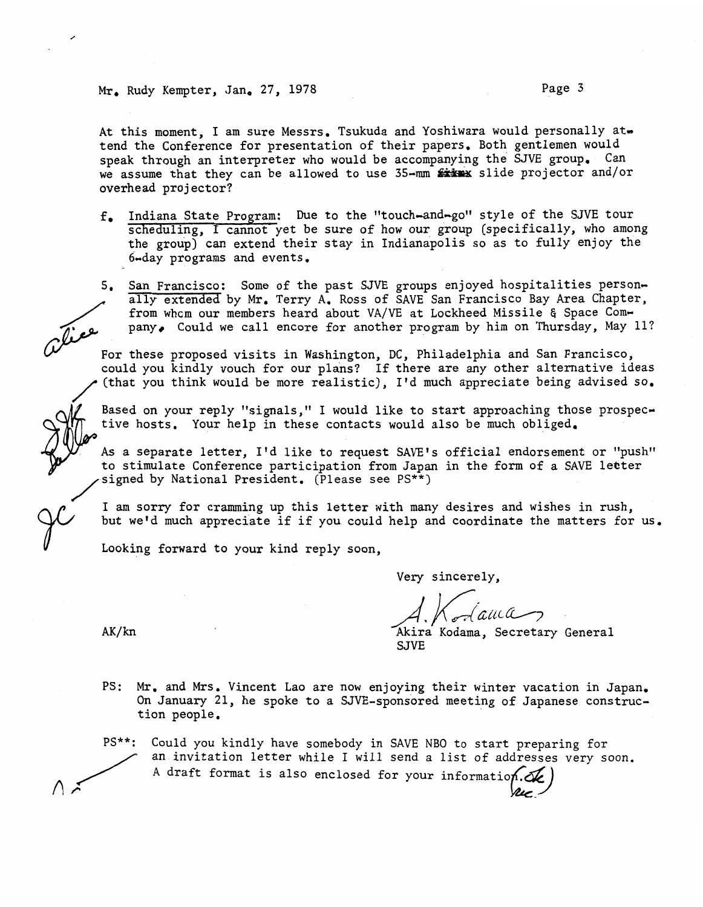At this moment, I am sure Messrs. Tsukuda and Yoshiwara would personally attend the Conference for presentation of their papers. Both gentlemen would speak through an interpreter who would be accompanying the SJVE group. Can we assume that they can be allowed to use 35-mm ~~sixmx~~ slide projector and/or overhead projector?

f. Indiana State Program: Due to the "touch-and-go" style of the SJVE tour scheduling, I cannot yet be sure of how our group (specifically, who among the group) can extend their stay in Indianapolis so as to fully enjoy the 6-day programs and events.

5. San Francisco: Some of the past SJVE groups enjoyed hospitalities personally extended by Mr. Terry A. Ross of SAVE San Francisco Bay Area Chapter, from whom our members heard about VA/VE at Lockheed Missile & Space Company. Could we call encore for another program by him on Thursday, May 11?

For these proposed visits in Washington, DC, Philadelphia and San Francisco, could you kindly vouch for our plans? If there are any other alternative ideas (that you think would be more realistic), I'd much appreciate being advised so.

Based on your reply "signals," I would like to start approaching those prospective hosts. Your help in these contacts would also be much obliged.

As a separate letter, I'd like to request SAVE's official endorsement or "push" to stimulate Conference participation from Japan in the form of a SAVE letter signed by National President. (Please see PS**)

I am sorry for cramming up this letter with many desires and wishes in rush, but we'd much appreciate if if you could help and coordinate the matters for us.

Looking forward to your kind reply soon,

Very sincerely,

A. Kodama

Akira Kodama, Secretary General
SJVE

AK/kn

PS: Mr. and Mrs. Vincent Lao are now enjoying their winter vacation in Japan. On January 21, he spoke to a SJVE-sponsored meeting of Japanese construction people.

PS**: Could you kindly have somebody in SAVE NBO to start preparing for an invitation letter while I will send a list of addresses very soon. A draft format is also enclosed for your information.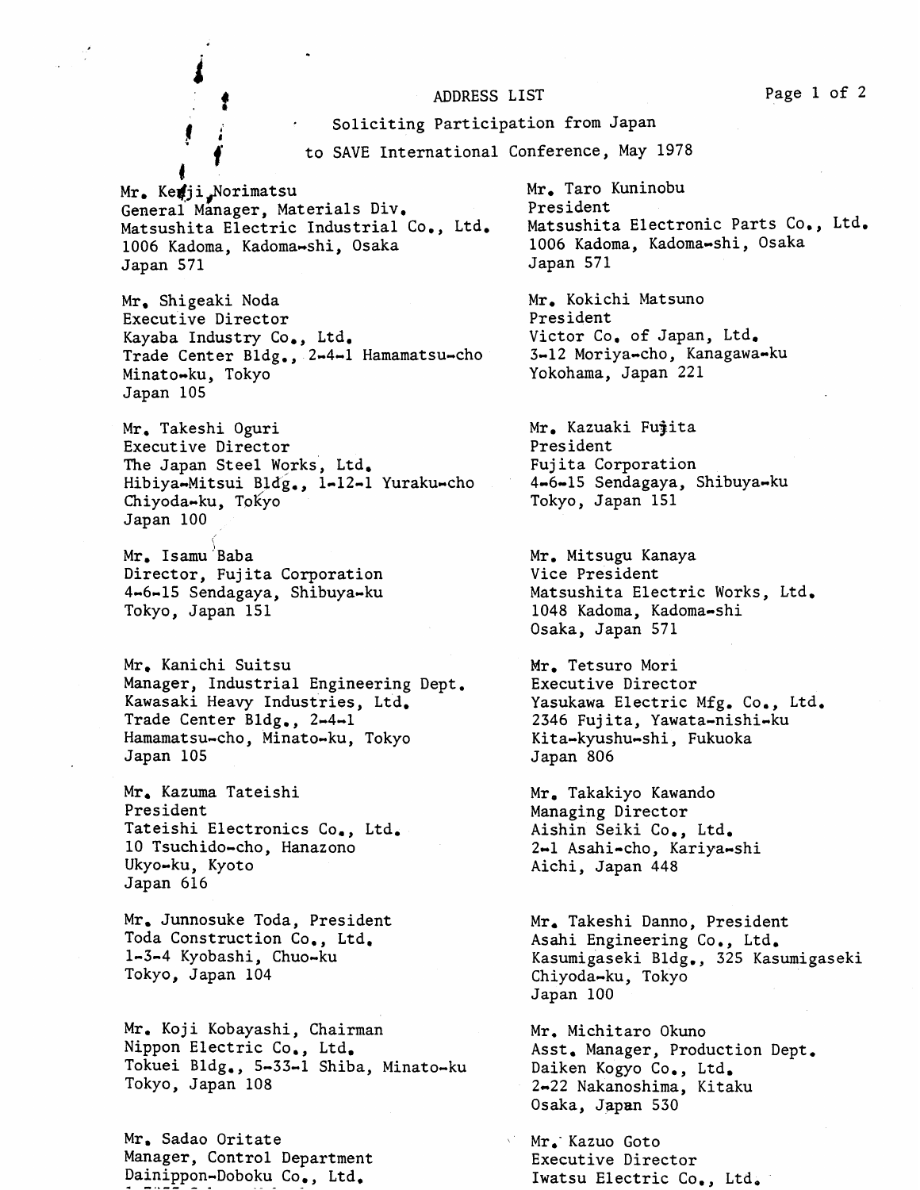# ADDRESS LIST

Soliciting Participation from Japan
to SAVE International Conference, May 1978

Mr. Kenji Norimatsu
General Manager, Materials Div.
Matsushita Electric Industrial Co., Ltd.
1006 Kadoma, Kadoma-shi, Osaka
Japan 571

Mr. Shigeaki Noda
Executive Director
Kayaba Industry Co., Ltd.
Trade Center Bldg., 2-4-1 Hamamatsu-cho
Minato-ku, Tokyo
Japan 105

Mr. Takeshi Oguri
Executive Director
The Japan Steel Works, Ltd.
Hibiya-Mitsui Bldg., 1-12-1 Yuraku-cho
Chiyoda-ku, Tokyo
Japan 100

Mr. Isamu Baba
Director, Fujita Corporation
4-6-15 Sendagaya, Shibuya-ku
Tokyo, Japan 151

Mr. Kanichi Suitsu
Manager, Industrial Engineering Dept.
Kawasaki Heavy Industries, Ltd.
Trade Center Bldg., 2-4-1
Hamamatsu-cho, Minato-ku, Tokyo
Japan 105

Mr. Kazuma Tateishi
President
Tateishi Electronics Co., Ltd.
10 Tsuchido-cho, Hanazono
Ukyo-ku, Kyoto
Japan 616

Mr. Junnosuke Toda, President
Toda Construction Co., Ltd.
1-3-4 Kyobashi, Chuo-ku
Tokyo, Japan 104

Mr. Koji Kobayashi, Chairman
Nippon Electric Co., Ltd.
Tokuei Bldg., 5-33-1 Shiba, Minato-ku
Tokyo, Japan 108

Mr. Sadao Oritate
Manager, Control Department
Dainippon-Doboku Co., Ltd.

Mr. Taro Kuninobu
President
Matsushita Electronic Parts Co., Ltd.
1006 Kadoma, Kadoma-shi, Osaka
Japan 571

Mr. Kokichi Matsuno
President
Victor Co. of Japan, Ltd.
3-12 Moriya-cho, Kanagawa-ku
Yokohama, Japan 221

Mr. Kazuaki Fujita
President
Fujita Corporation
4-6-15 Sendagaya, Shibuya-ku
Tokyo, Japan 151

Mr. Mitsugu Kanaya
Vice President
Matsushita Electric Works, Ltd.
1048 Kadoma, Kadoma-shi
Osaka, Japan 571

Mr. Tetsuro Mori
Executive Director
Yasukawa Electric Mfg. Co., Ltd.
2346 Fujita, Yawata-nishi-ku
Kita-kyushu-shi, Fukuoka
Japan 806

Mr. Takakiyo Kawando
Managing Director
Aishin Seiki Co., Ltd.
2-1 Asahi-cho, Kariya-shi
Aichi, Japan 448

Mr. Takeshi Danno, President
Asahi Engineering Co., Ltd.
Kasumigaseki Bldg., 325 Kasumigaseki
Chiyoda-ku, Tokyo
Japan 100

Mr. Michitaro Okuno
Asst. Manager, Production Dept.
Daiken Kogyo Co., Ltd.
2-22 Nakanoshima, Kitaku
Osaka, Japan 530

Mr. Kazuo Goto
Executive Director
Iwatsu Electric Co., Ltd.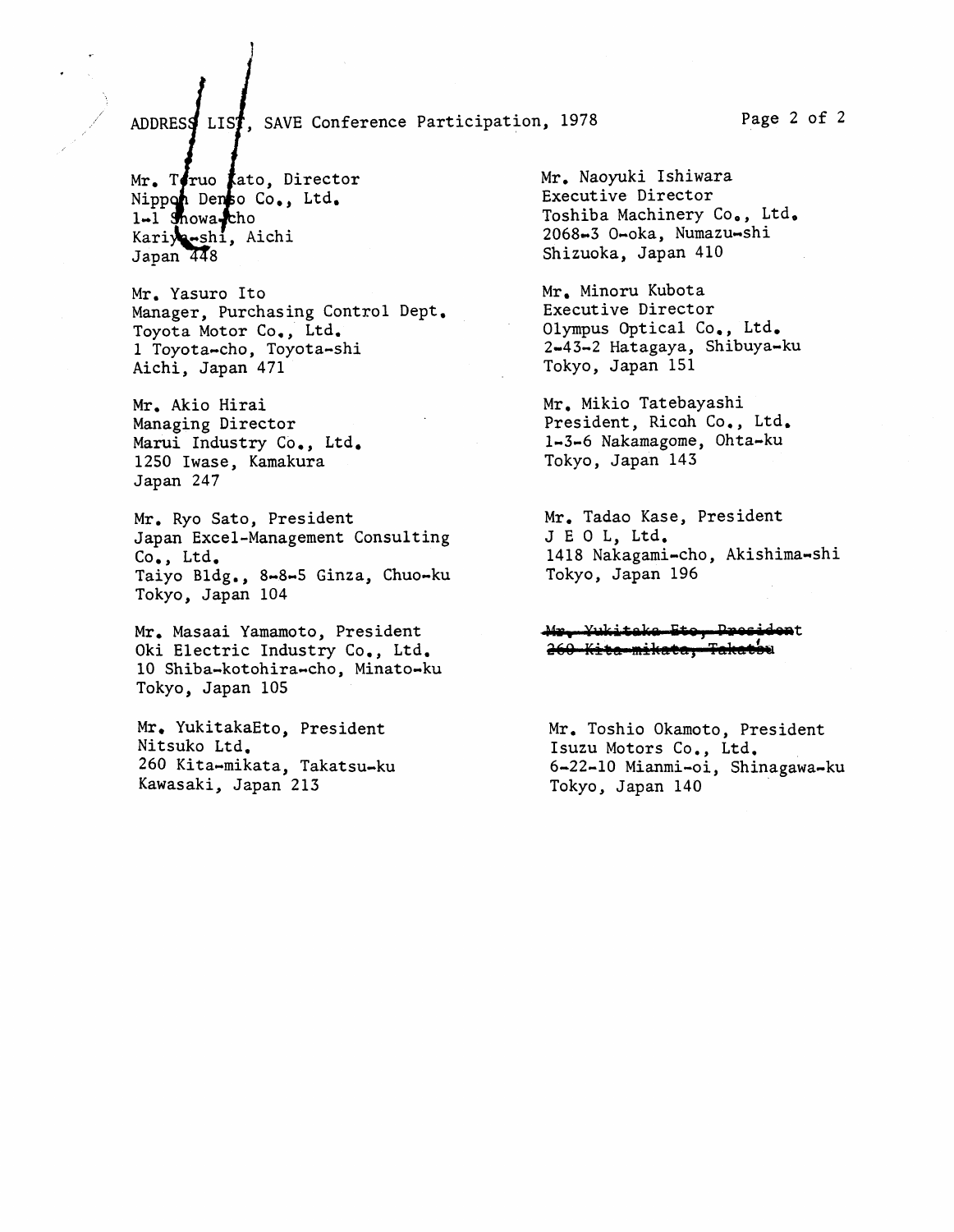ADDRESS LIST, SAVE Conference Participation, 1978

Mr. Teruo Kato, Director
Nippon Denso Co., Ltd.
1-1 Showa-cho
Kariya-shi, Aichi
Japan 448

Mr. Yasuro Ito
Manager, Purchasing Control Dept.
Toyota Motor Co., Ltd.
1 Toyota-cho, Toyota-shi
Aichi, Japan 471

Mr. Akio Hirai
Managing Director
Marui Industry Co., Ltd.
1250 Iwase, Kamakura
Japan 247

Mr. Ryo Sato, President
Japan Excel-Management Consulting Co., Ltd.
Taiyo Bldg., 8-8-5 Ginza, Chuo-ku
Tokyo, Japan 104

Mr. Masaai Yamamoto, President
Oki Electric Industry Co., Ltd.
10 Shiba-kotohira-cho, Minato-ku
Tokyo, Japan 105

Mr. YukitakaEto, President
Nitsuko Ltd.
260 Kita-mikata, Takatsu-ku
Kawasaki, Japan 213

Mr. Naoyuki Ishiwara
Executive Director
Toshiba Machinery Co., Ltd.
2068-3 O-oka, Numazu-shi
Shizuoka, Japan 410

Mr. Minoru Kubota
Executive Director
Olympus Optical Co., Ltd.
2-43-2 Hatagaya, Shibuya-ku
Tokyo, Japan 151

Mr. Mikio Tatebayashi
President, Ricoh Co., Ltd.
1-3-6 Nakamagome, Ohta-ku
Tokyo, Japan 143

Mr. Tadao Kase, President
J E O L, Ltd.
1418 Nakagami-cho, Akishima-shi
Tokyo, Japan 196

~~Mr. Yukitaka Eto, President~~
~~260 Kita-mikata, Takatsu~~

Mr. Toshio Okamoto, President
Isuzu Motors Co., Ltd.
6-22-10 Mianmi-oi, Shinagawa-ku
Tokyo, Japan 140